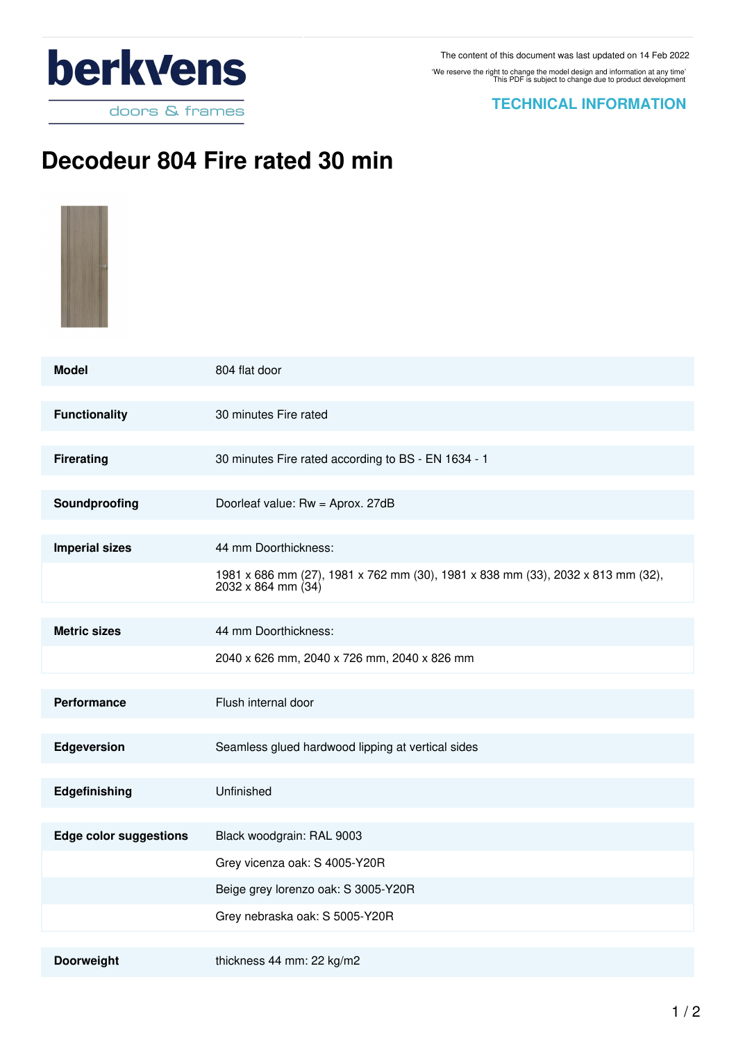berkvens doors & frames

The content of this document was last updated on 14 Feb 2022

'We reserve the right to change the model design and information at any time'
This PDF is subject to change due to product development

**TECHNICAL INFORMATION**

# Decodeur 804 Fire rated 30 min

| | |
|---|---|
| **Model** | 804 flat door |
| **Functionality** | 30 minutes Fire rated |
| **Firerating** | 30 minutes Fire rated according to BS - EN 1634 - 1 |
| **Soundproofing** | Doorleaf value: Rw = Aprox. 27dB |
| **Imperial sizes** | 44 mm Doorthickness: |
| | 1981 x 686 mm (27), 1981 x 762 mm (30), 1981 x 838 mm (33), 2032 x 813 mm (32), 2032 x 864 mm (34) |
| **Metric sizes** | 44 mm Doorthickness: |
| | 2040 x 626 mm, 2040 x 726 mm, 2040 x 826 mm |
| **Performance** | Flush internal door |
| **Edgeversion** | Seamless glued hardwood lipping at vertical sides |
| **Edgefinishing** | Unfinished |
| **Edge color suggestions** | Black woodgrain: RAL 9003 |
| | Grey vicenza oak: S 4005-Y20R |
| | Beige grey lorenzo oak: S 3005-Y20R |
| | Grey nebraska oak: S 5005-Y20R |
| **Doorweight** | thickness 44 mm: 22 kg/m2 |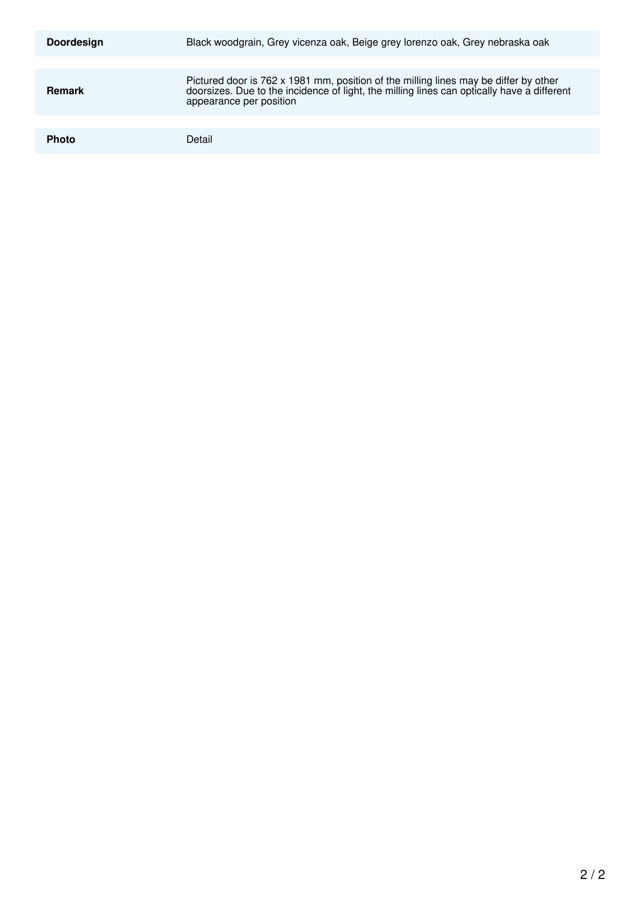| | |
|---|---|
| **Doordesign** | Black woodgrain, Grey vicenza oak, Beige grey lorenzo oak, Grey nebraska oak |
| **Remark** | Pictured door is 762 x 1981 mm, position of the milling lines may be differ by other doorsizes. Due to the incidence of light, the milling lines can optically have a different appearance per position |
| **Photo** | Detail |